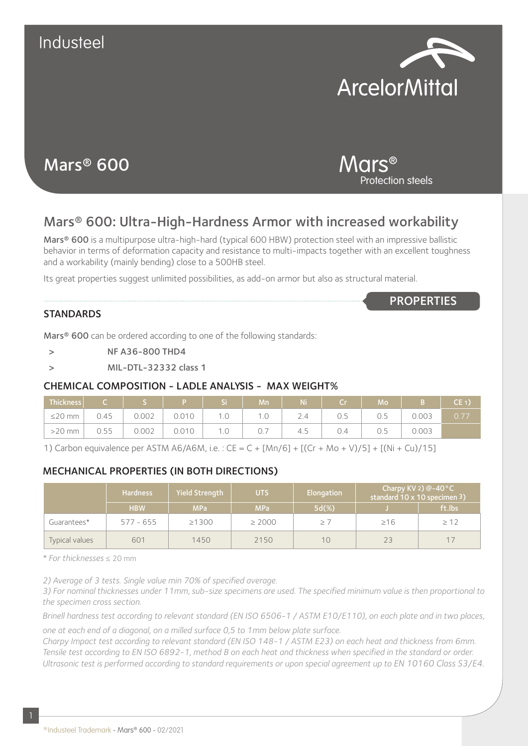Industeel

ArcelorMittal

# Mars® 600

Mars®
Protection steels

## Mars® 600: Ultra-High-Hardness Armor with increased workability

**Mars® 600** is a multipurpose ultra-high-hard (typical 600 HBW) protection steel with an impressive ballistic behavior in terms of deformation capacity and resistance to multi-impacts together with an excellent toughness and a workability (mainly bending) close to a 500HB steel.

Its great properties suggest unlimited possibilities, as add-on armor but also as structural material.

## PROPERTIES

### STANDARDS

**Mars® 600** can be ordered according to one of the following standards:

- NF A36-800 THD4
- MIL-DTL-32332 class 1

### CHEMICAL COMPOSITION - LADLE ANALYSIS - MAX WEIGHT%

| Thickness | C | S | P | Si | Mn | Ni | Cr | Mo | B | CE 1) |
|---|---|---|---|---|---|---|---|---|---|---|
| ≤20 mm | 0.45 | 0.002 | 0.010 | 1.0 | 1.0 | 2.4 | 0.5 | 0.5 | 0.003 | 0.77 |
| >20 mm | 0.55 | 0.002 | 0.010 | 1.0 | 0.7 | 4.5 | 0.4 | 0.5 | 0.003 | |

1) Carbon equivalence per ASTM A6/A6M, i.e. : CE = C + [Mn/6] + [(Cr + Mo + V)/5] + [(Ni + Cu)/15]

### MECHANICAL PROPERTIES (IN BOTH DIRECTIONS)

| | Hardness | Yield Strength | UTS | Elongation | Charpy KV 2) @-40°C standard 10 x 10 specimen 3) | |
|---|---|---|---|---|---|---|
| | HBW | MPa | MPa | 5d(%) | J | ft.lbs |
| Guarantees* | 577 - 655 | ≥1300 | ≥ 2000 | ≥ 7 | ≥16 | ≥ 12 |
| Typical values | 601 | 1450 | 2150 | 10 | 23 | 17 |

*\* For thicknesses ≤ 20 mm*

*2) Average of 3 tests. Single value min 70% of specified average.*

*3) For nominal thicknesses under 11mm, sub-size specimens are used. The specified minimum value is then proportional to the specimen cross section.*

*Brinell hardness test according to relevant standard (EN ISO 6506-1 / ASTM E10/E110), on each plate and in two places, one at each end of a diagonal, on a milled surface 0,5 to 1mm below plate surface.*

*Charpy Impact test according to relevant standard (EN ISO 148-1 / ASTM E23) on each heat and thickness from 6mm.*

*Tensile test according to EN ISO 6892-1, method B on each heat and thickness when specified in the standard or order.*

*Ultrasonic test is performed according to standard requirements or upon special agreement up to EN 10160 Class S3/E4.*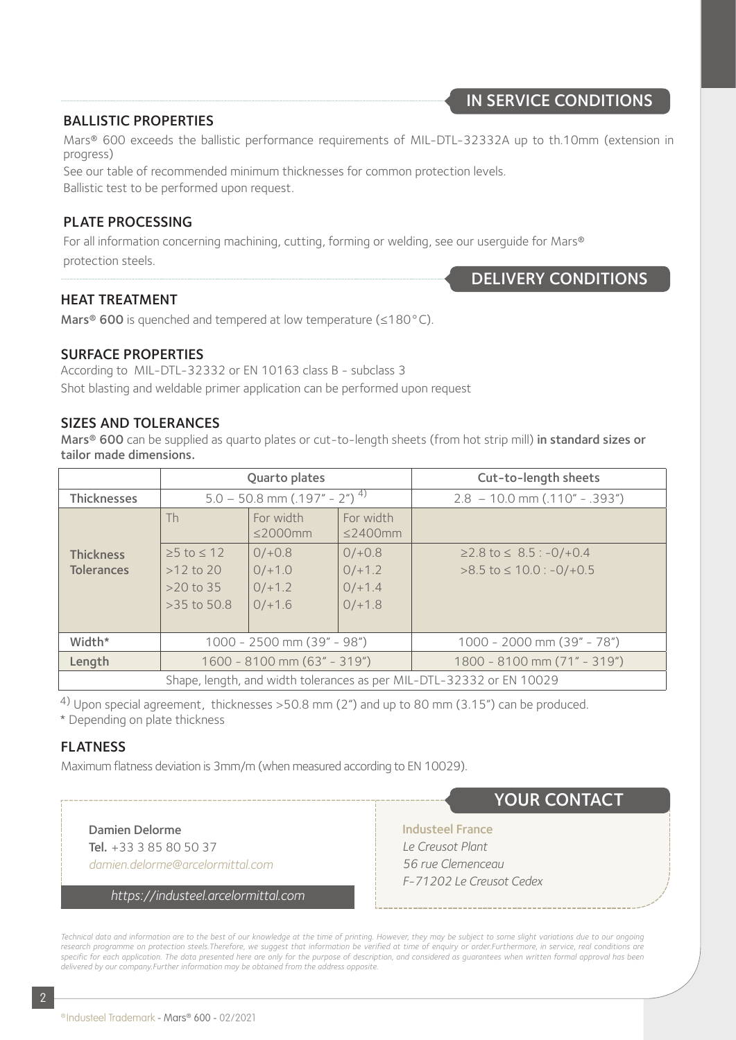## IN SERVICE CONDITIONS

### BALLISTIC PROPERTIES

Mars® 600 exceeds the ballistic performance requirements of MIL-DTL-32332A up to th.10mm (extension in progress)

See our table of recommended minimum thicknesses for common protection levels.

Ballistic test to be performed upon request.

### PLATE PROCESSING

For all information concerning machining, cutting, forming or welding, see our userguide for Mars® protection steels.

## DELIVERY CONDITIONS

### HEAT TREATMENT

**Mars® 600** is quenched and tempered at low temperature (≤180°C).

### SURFACE PROPERTIES

According to MIL-DTL-32332 or EN 10163 class B - subclass 3

Shot blasting and weldable primer application can be performed upon request

### SIZES AND TOLERANCES

**Mars® 600** can be supplied as quarto plates or cut-to-length sheets (from hot strip mill) **in standard sizes or tailor made dimensions.**

| | Quarto plates | | | Cut-to-length sheets |
|---|---|---|---|---|
| Thicknesses | 5.0 – 50.8 mm (.197" - 2") [4] | | | 2.8 – 10.0 mm (.110" - .393") |
| Thickness Tolerances | Th | For width ≤2000mm | For width ≤2400mm | |
| | ≥5 to ≤ 12<br>>12 to 20<br>>20 to 35<br>>35 to 50.8 | 0/+0.8<br>0/+1.0<br>0/+1.2<br>0/+1.6 | 0/+0.8<br>0/+1.2<br>0/+1.4<br>0/+1.8 | ≥2.8 to ≤ 8.5 : -0/+0.4<br>>8.5 to ≤ 10.0 : -0/+0.5 |
| Width* | 1000 - 2500 mm (39" - 98") | | | 1000 - 2000 mm (39" - 78") |
| Length | 1600 - 8100 mm (63" - 319") | | | 1800 - 8100 mm (71" - 319") |
| Shape, length, and width tolerances as per MIL-DTL-32332 or EN 10029 | | | | |

[4] Upon special agreement, thicknesses >50.8 mm (2") and up to 80 mm (3.15") can be produced.

\* Depending on plate thickness

### FLATNESS

Maximum flatness deviation is 3mm/m (when measured according to EN 10029).

## YOUR CONTACT

**Damien Delorme**
**Tel.** +33 3 85 80 50 37
*damien.delorme@arcelormittal.com*

*https://industeel.arcelormittal.com*

**Industeel France**
*Le Creusot Plant*
*56 rue Clemenceau*
*F-71202 Le Creusot Cedex*

*Technical data and information are to the best of our knowledge at the time of printing. However, they may be subject to some slight variations due to our ongoing research programme on protection steels.Therefore, we suggest that information be verified at time of enquiry or order.Furthermore, in service, real conditions are specific for each application. The data presented here are only for the purpose of description, and considered as guarantees when written formal approval has been delivered by our company.Further information may be obtained from the address opposite.*

®Industeel Trademark - Mars® 600 - 02/2021